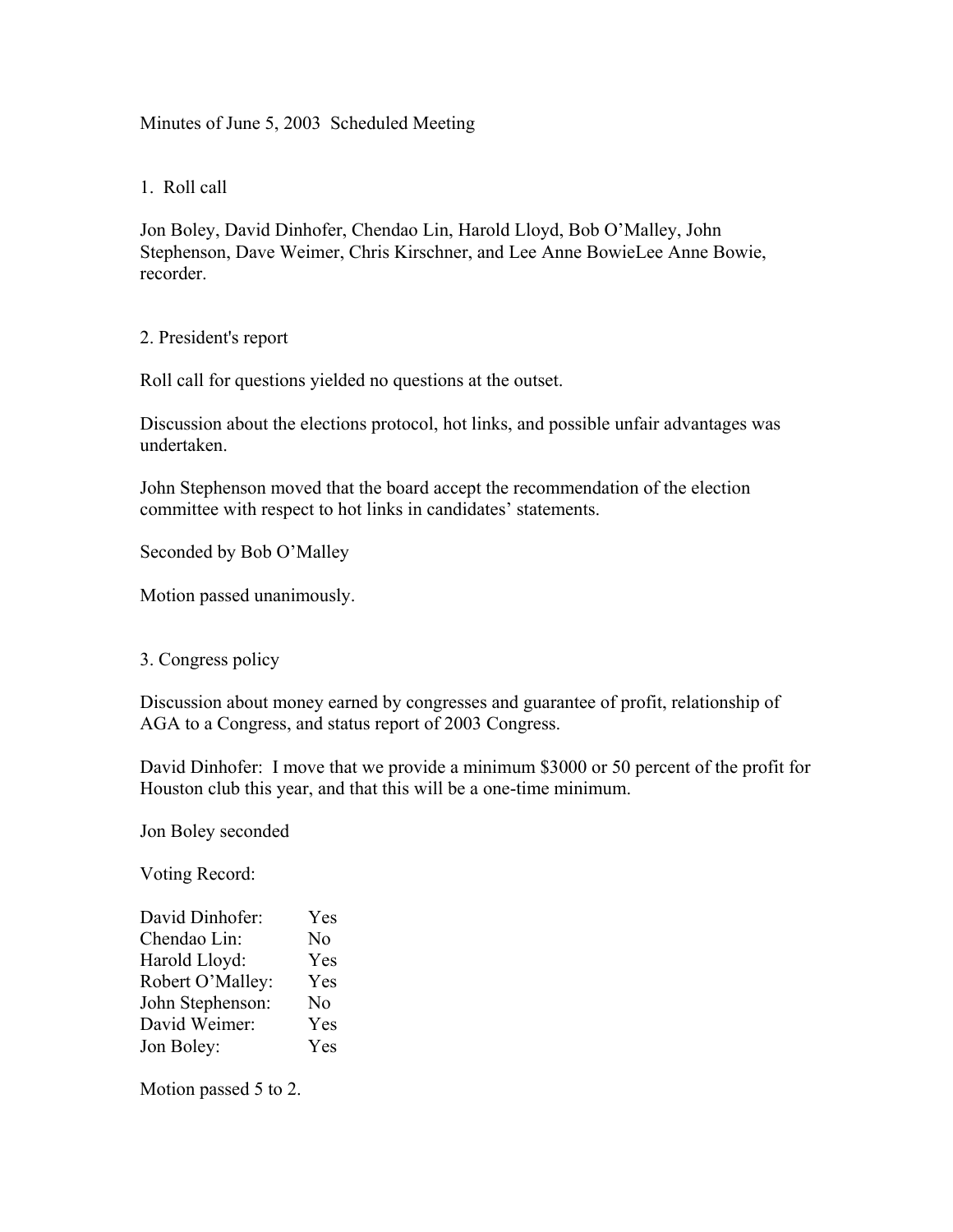Minutes of June 5, 2003 Scheduled Meeting

1. Roll call

Jon Boley, David Dinhofer, Chendao Lin, Harold Lloyd, Bob O'Malley, John Stephenson, Dave Weimer, Chris Kirschner, and Lee Anne BowieLee Anne Bowie, recorder.

2. President's report

Roll call for questions yielded no questions at the outset.

Discussion about the elections protocol, hot links, and possible unfair advantages was undertaken.

John Stephenson moved that the board accept the recommendation of the election committee with respect to hot links in candidates' statements.

Seconded by Bob O'Malley

Motion passed unanimously.

3. Congress policy

Discussion about money earned by congresses and guarantee of profit, relationship of AGA to a Congress, and status report of 2003 Congress.

David Dinhofer: I move that we provide a minimum $3000 or 50 percent of the profit for Houston club this year, and that this will be a one-time minimum.

Jon Boley seconded

Voting Record:

| | |
|---|---|
| David Dinhofer: | Yes |
| Chendao Lin: | No |
| Harold Lloyd: | Yes |
| Robert O'Malley: | Yes |
| John Stephenson: | No |
| David Weimer: | Yes |
| Jon Boley: | Yes |

Motion passed 5 to 2.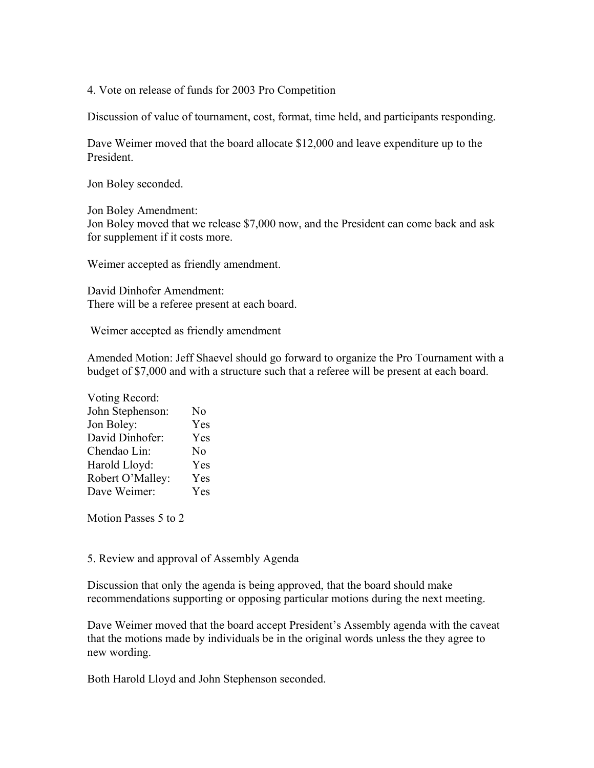4. Vote on release of funds for 2003 Pro Competition

Discussion of value of tournament, cost, format, time held, and participants responding.

Dave Weimer moved that the board allocate $12,000 and leave expenditure up to the President.

Jon Boley seconded.

Jon Boley Amendment:
Jon Boley moved that we release $7,000 now, and the President can come back and ask for supplement if it costs more.

Weimer accepted as friendly amendment.

David Dinhofer Amendment:
There will be a referee present at each board.

Weimer accepted as friendly amendment

Amended Motion: Jeff Shaevel should go forward to organize the Pro Tournament with a budget of $7,000 and with a structure such that a referee will be present at each board.

Voting Record:

| | |
|---|---|
| John Stephenson: | No |
| Jon Boley: | Yes |
| David Dinhofer: | Yes |
| Chendao Lin: | No |
| Harold Lloyd: | Yes |
| Robert O'Malley: | Yes |
| Dave Weimer: | Yes |

Motion Passes 5 to 2

5. Review and approval of Assembly Agenda

Discussion that only the agenda is being approved, that the board should make recommendations supporting or opposing particular motions during the next meeting.

Dave Weimer moved that the board accept President's Assembly agenda with the caveat that the motions made by individuals be in the original words unless the they agree to new wording.

Both Harold Lloyd and John Stephenson seconded.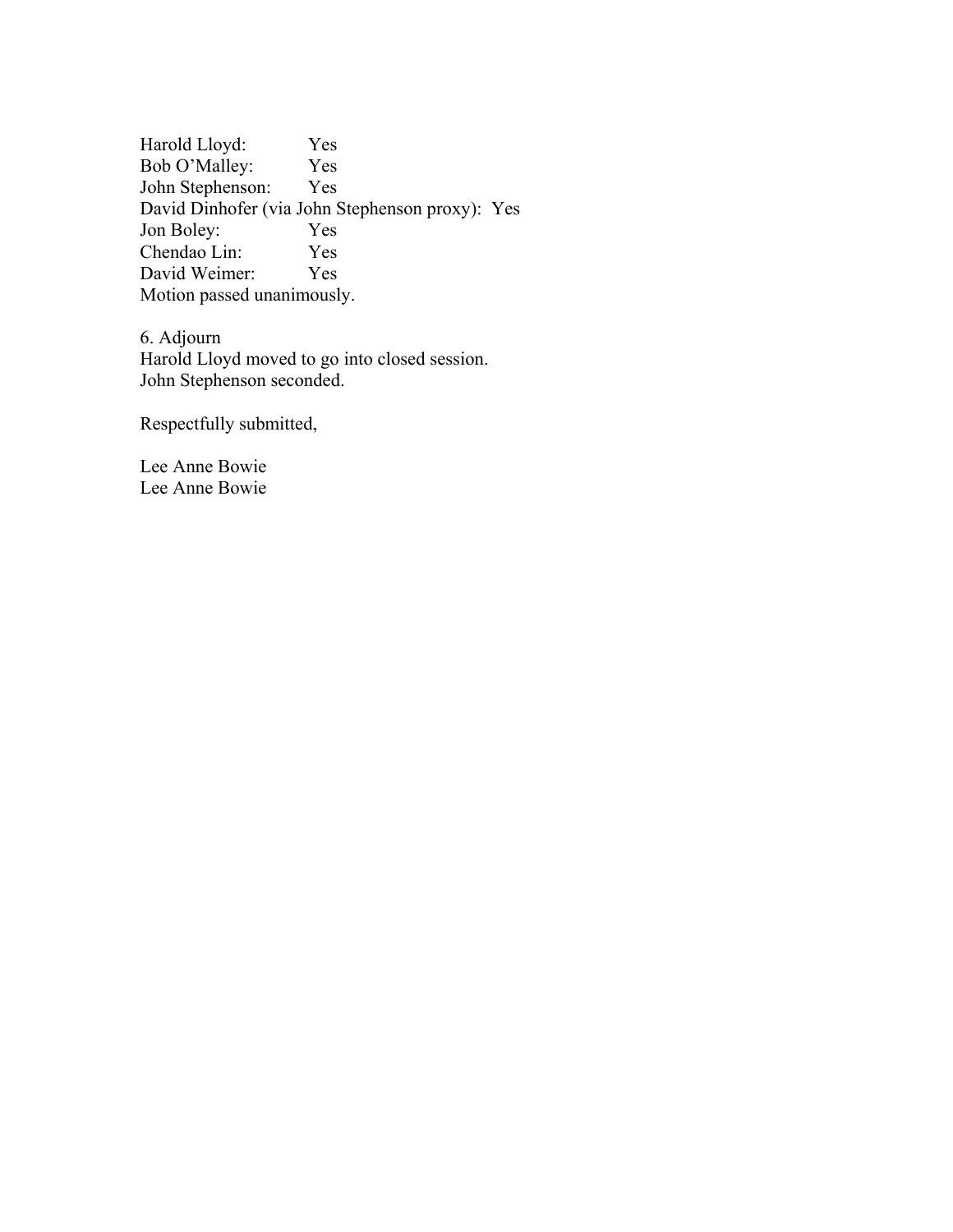Harold Lloyd: Yes
Bob O'Malley: Yes
John Stephenson: Yes
David Dinhofer (via John Stephenson proxy): Yes
Jon Boley: Yes
Chendao Lin: Yes
David Weimer: Yes
Motion passed unanimously.

6. Adjourn
Harold Lloyd moved to go into closed session.
John Stephenson seconded.

Respectfully submitted,

Lee Anne Bowie
Lee Anne Bowie